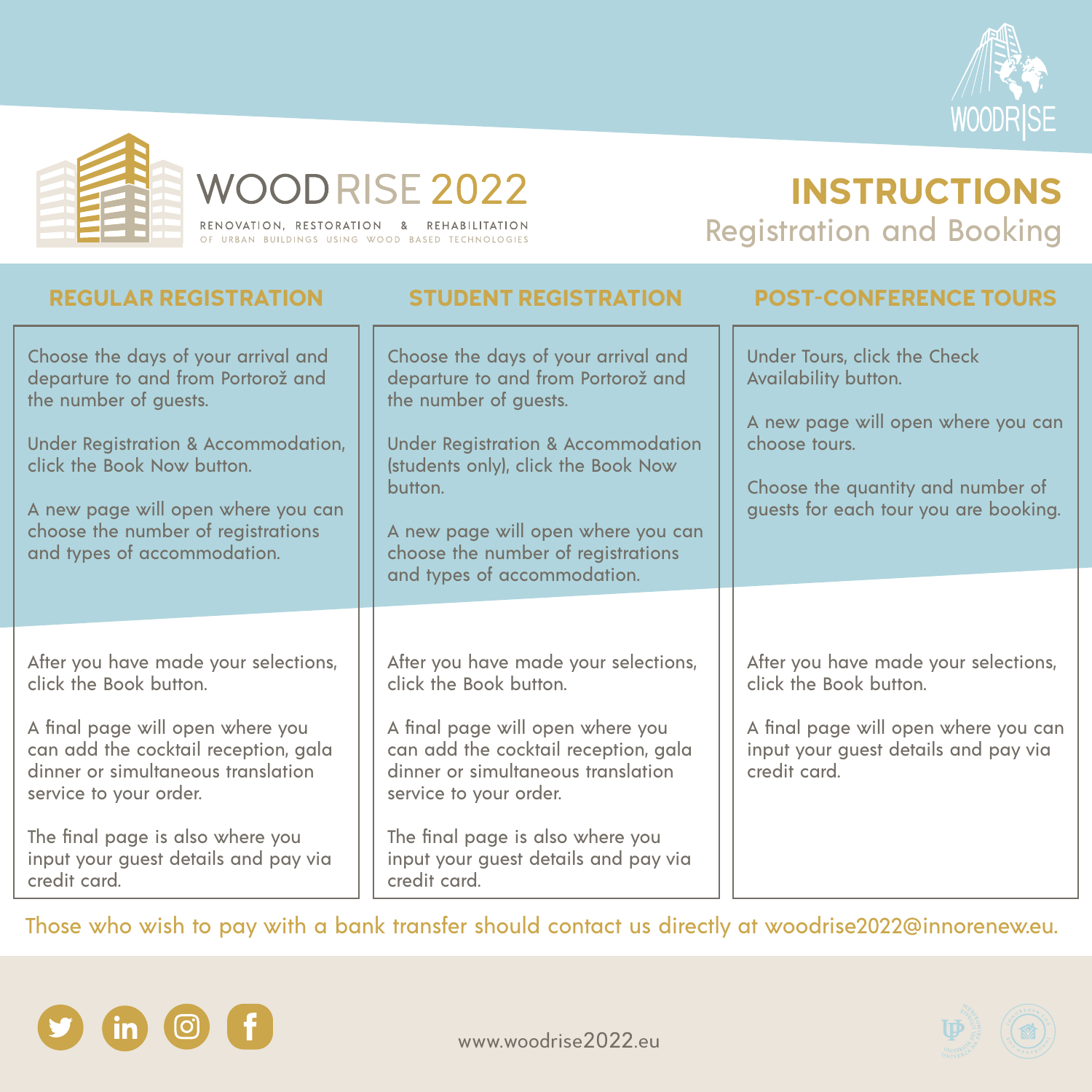# WOODRISE 2022

RENOVATION, RESTORATION & REHABILITATION
OF URBAN BUILDINGS USING WOOD BASED TECHNOLOGIES

# INSTRUCTIONS

## Registration and Booking

### REGULAR REGISTRATION

Choose the days of your arrival and departure to and from Portorož and the number of guests.

Under Registration & Accommodation, click the Book Now button.

A new page will open where you can choose the number of registrations and types of accommodation.

After you have made your selections, click the Book button.

A final page will open where you can add the cocktail reception, gala dinner or simultaneous translation service to your order.

The final page is also where you input your guest details and pay via credit card.

### STUDENT REGISTRATION

Choose the days of your arrival and departure to and from Portorož and the number of guests.

Under Registration & Accommodation (students only), click the Book Now button.

A new page will open where you can choose the number of registrations and types of accommodation.

After you have made your selections, click the Book button.

A final page will open where you can add the cocktail reception, gala dinner or simultaneous translation service to your order.

The final page is also where you input your guest details and pay via credit card.

### POST-CONFERENCE TOURS

Under Tours, click the Check Availability button.

A new page will open where you can choose tours.

Choose the quantity and number of guests for each tour you are booking.

After you have made your selections, click the Book button.

A final page will open where you can input your guest details and pay via credit card.

Those who wish to pay with a bank transfer should contact us directly at woodrise2022@innorenew.eu.

www.woodrise2022.eu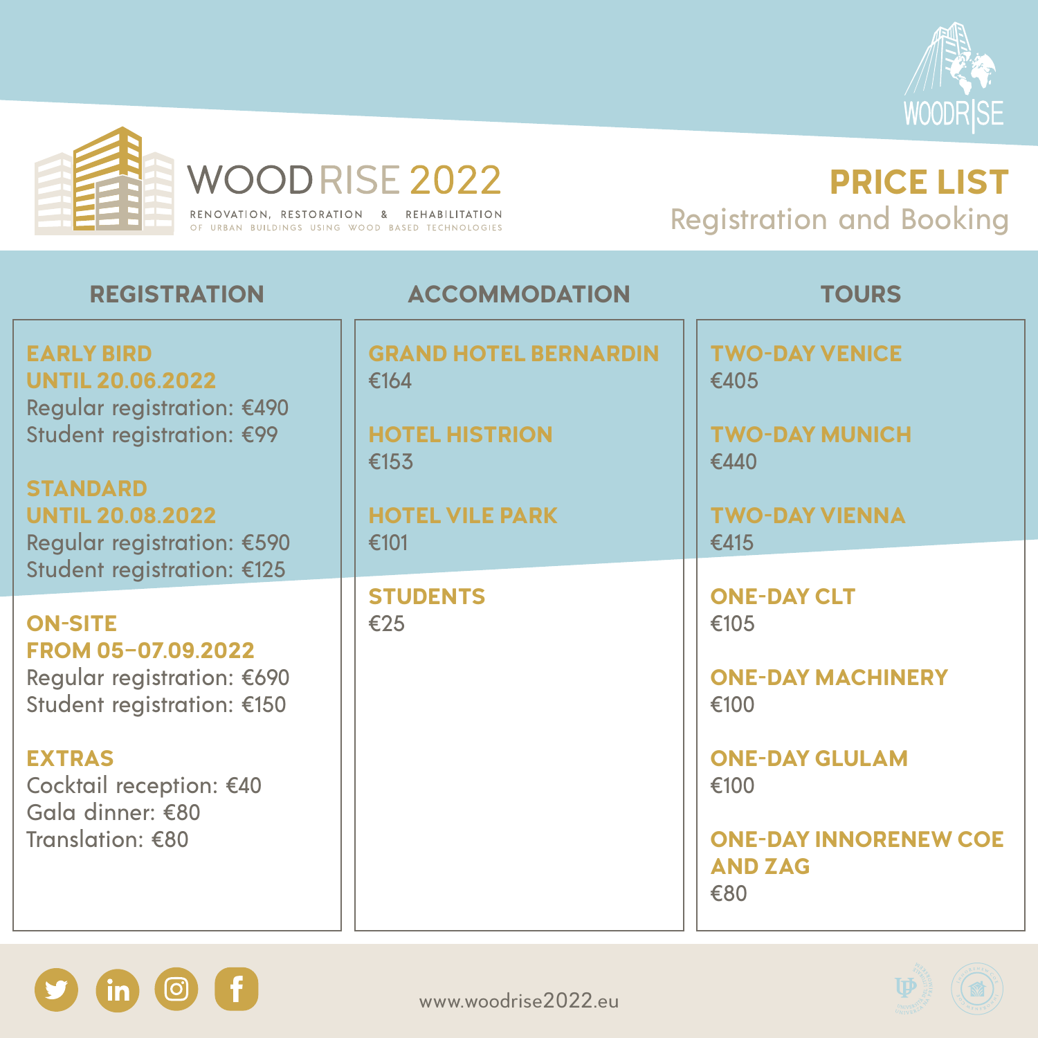# WOODRISE 2022

RENOVATION, RESTORATION & REHABILITATION OF URBAN BUILDINGS USING WOOD BASED TECHNOLOGIES

## PRICE LIST

Registration and Booking

### REGISTRATION

**EARLY BIRD UNTIL 20.06.2022**
Regular registration: €490
Student registration: €99

**STANDARD UNTIL 20.08.2022**
Regular registration: €590
Student registration: €125

**ON-SITE FROM 05–07.09.2022**
Regular registration: €690
Student registration: €150

**EXTRAS**
Cocktail reception: €40
Gala dinner: €80
Translation: €80

### ACCOMMODATION

**GRAND HOTEL BERNARDIN**
€164

**HOTEL HISTRION**
€153

**HOTEL VILE PARK**
€101

**STUDENTS**
€25

### TOURS

**TWO-DAY VENICE**
€405

**TWO-DAY MUNICH**
€440

**TWO-DAY VIENNA**
€415

**ONE-DAY CLT**
€105

**ONE-DAY MACHINERY**
€100

**ONE-DAY GLULAM**
€100

**ONE-DAY INNORENEW COE AND ZAG**
€80

www.woodrise2022.eu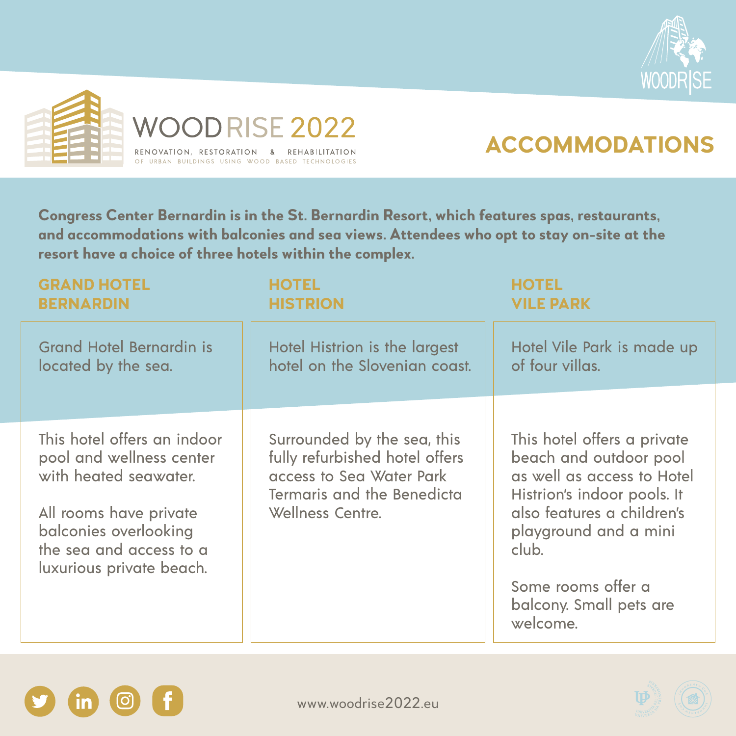# WOODRISE 2022

RENOVATION, RESTORATION & REHABILITATION OF URBAN BUILDINGS USING WOOD BASED TECHNOLOGIES

## ACCOMMODATIONS

**Congress Center Bernardin is in the St. Bernardin Resort, which features spas, restaurants, and accommodations with balconies and sea views. Attendees who opt to stay on-site at the resort have a choice of three hotels within the complex.**

### GRAND HOTEL BERNARDIN

Grand Hotel Bernardin is located by the sea.

This hotel offers an indoor pool and wellness center with heated seawater.

All rooms have private balconies overlooking the sea and access to a luxurious private beach.

### HOTEL HISTRION

Hotel Histrion is the largest hotel on the Slovenian coast.

Surrounded by the sea, this fully refurbished hotel offers access to Sea Water Park Termaris and the Benedicta Wellness Centre.

### HOTEL VILE PARK

Hotel Vile Park is made up of four villas.

This hotel offers a private beach and outdoor pool as well as access to Hotel Histrion's indoor pools. It also features a children's playground and a mini club.

Some rooms offer a balcony. Small pets are welcome.

www.woodrise2022.eu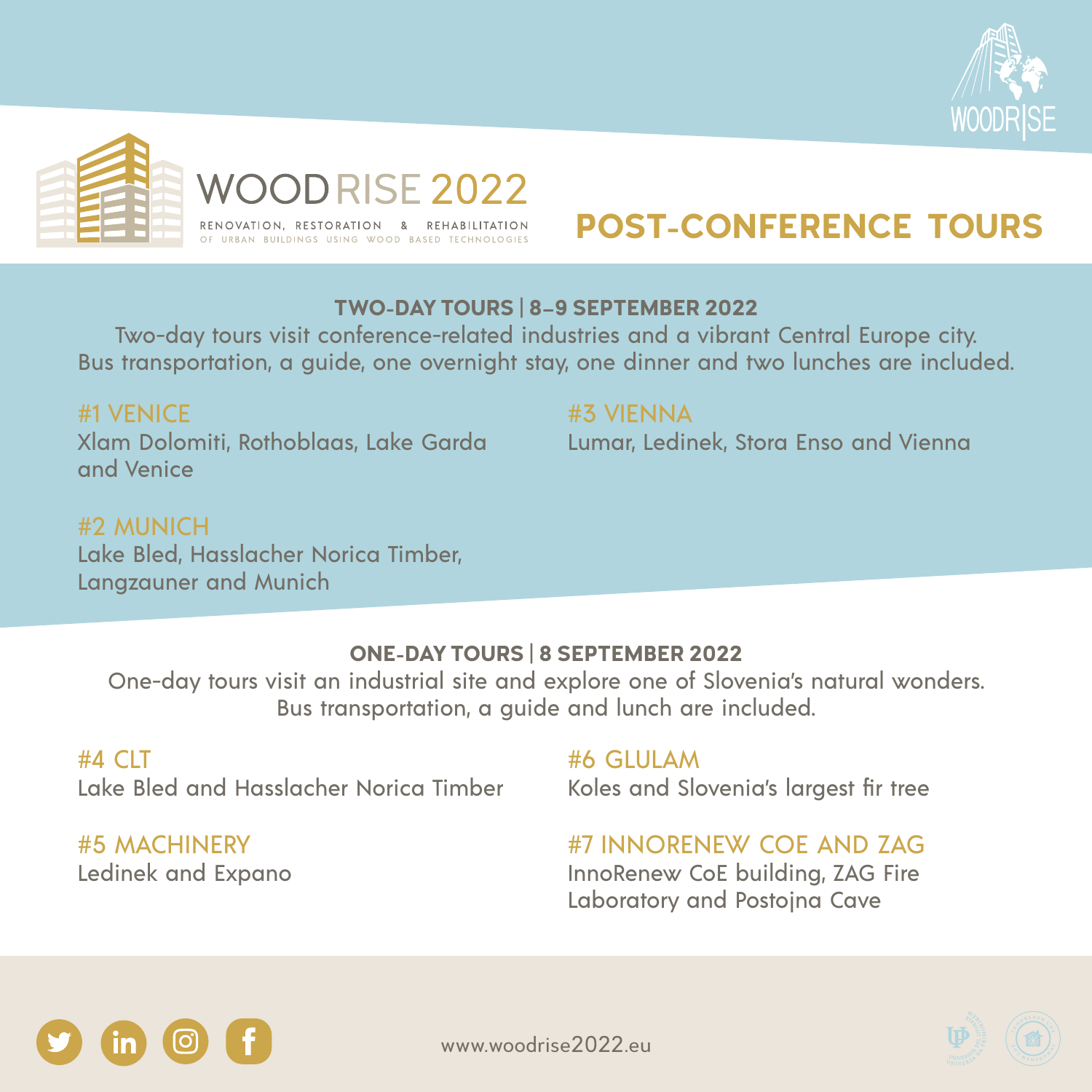WOODRISE

# WOODRISE 2022

RENOVATION, RESTORATION & REHABILITATION
OF URBAN BUILDINGS USING WOOD BASED TECHNOLOGIES

# POST-CONFERENCE TOURS

## TWO-DAY TOURS | 8–9 SEPTEMBER 2022

Two-day tours visit conference-related industries and a vibrant Central Europe city.
Bus transportation, a guide, one overnight stay, one dinner and two lunches are included.

### #1 VENICE

Xlam Dolomiti, Rothoblaas, Lake Garda and Venice

### #2 MUNICH

Lake Bled, Hasslacher Norica Timber, Langzauner and Munich

### #3 VIENNA

Lumar, Ledinek, Stora Enso and Vienna

## ONE-DAY TOURS | 8 SEPTEMBER 2022

One-day tours visit an industrial site and explore one of Slovenia's natural wonders.
Bus transportation, a guide and lunch are included.

### #4 CLT

Lake Bled and Hasslacher Norica Timber

### #5 MACHINERY

Ledinek and Expano

### #6 GLULAM

Koles and Slovenia's largest fir tree

### #7 INNORENEW COE AND ZAG

InnoRenew CoE building, ZAG Fire Laboratory and Postojna Cave

www.woodrise2022.eu